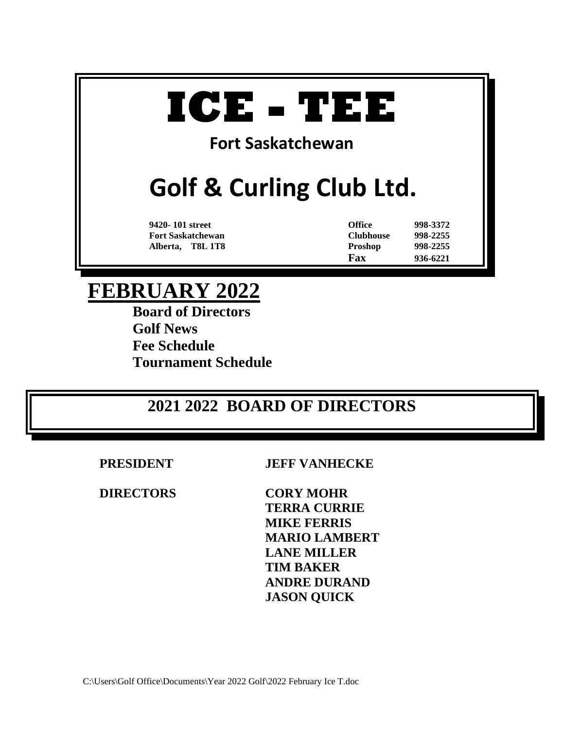# ICE - TEE

**Fort Saskatchewan**

## Golf & Curling Club Ltd.

| | | |
|---|---|---|
| **9420- 101 street** | **Office** | **998-3372** |
| **Fort Saskatchewan** | **Clubhouse** | **998-2255** |
| **Alberta, T8L 1T8** | **Proshop** | **998-2255** |
| | **Fax** | **936-6221** |

# FEBRUARY 2022

**Board of Directors**
**Golf News**
**Fee Schedule**
**Tournament Schedule**

## 2021 2022 BOARD OF DIRECTORS

| | |
|---|---|
| **PRESIDENT** | **JEFF VANHECKE** |
| **DIRECTORS** | **CORY MOHR** |
| | **TERRA CURRIE** |
| | **MIKE FERRIS** |
| | **MARIO LAMBERT** |
| | **LANE MILLER** |
| | **TIM BAKER** |
| | **ANDRE DURAND** |
| | **JASON QUICK** |

C:\Users\Golf Office\Documents\Year 2022 Golf\2022 February Ice T.doc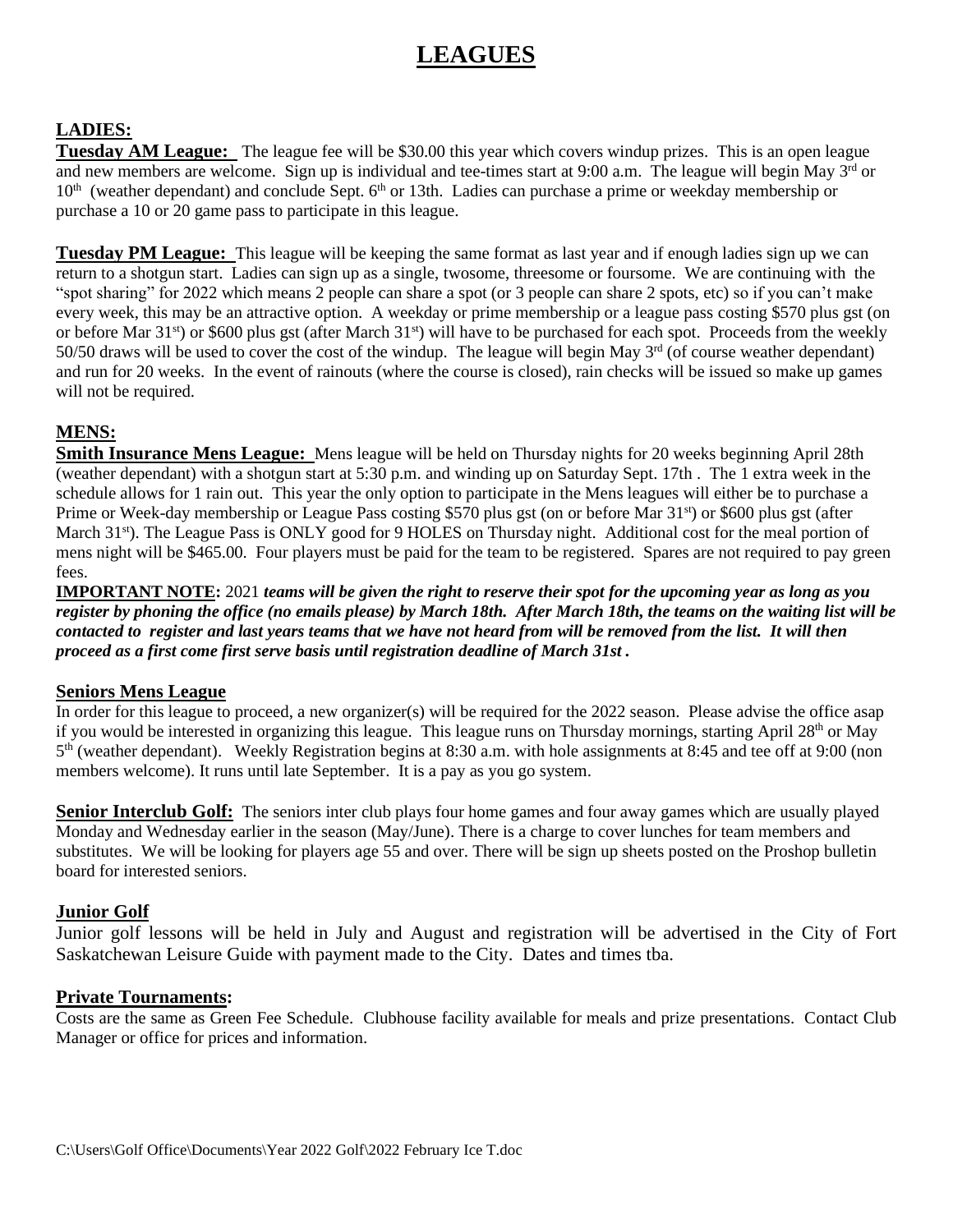# LEAGUES

## LADIES:

**Tuesday AM League:** The league fee will be $30.00 this year which covers windup prizes. This is an open league and new members are welcome. Sign up is individual and tee-times start at 9:00 a.m. The league will begin May 3rd or 10th (weather dependant) and conclude Sept. 6th or 13th. Ladies can purchase a prime or weekday membership or purchase a 10 or 20 game pass to participate in this league.

**Tuesday PM League:** This league will be keeping the same format as last year and if enough ladies sign up we can return to a shotgun start. Ladies can sign up as a single, twosome, threesome or foursome. We are continuing with the "spot sharing" for 2022 which means 2 people can share a spot (or 3 people can share 2 spots, etc) so if you can't make every week, this may be an attractive option. A weekday or prime membership or a league pass costing $570 plus gst (on or before Mar 31st) or $600 plus gst (after March 31st) will have to be purchased for each spot. Proceeds from the weekly 50/50 draws will be used to cover the cost of the windup. The league will begin May 3rd (of course weather dependant) and run for 20 weeks. In the event of rainouts (where the course is closed), rain checks will be issued so make up games will not be required.

## MENS:

**Smith Insurance Mens League:** Mens league will be held on Thursday nights for 20 weeks beginning April 28th (weather dependant) with a shotgun start at 5:30 p.m. and winding up on Saturday Sept. 17th . The 1 extra week in the schedule allows for 1 rain out. This year the only option to participate in the Mens leagues will either be to purchase a Prime or Week-day membership or League Pass costing $570 plus gst (on or before Mar 31st) or $600 plus gst (after March 31st). The League Pass is ONLY good for 9 HOLES on Thursday night. Additional cost for the meal portion of mens night will be $465.00. Four players must be paid for the team to be registered. Spares are not required to pay green fees.

**IMPORTANT NOTE:** 2021 ***teams will be given the right to reserve their spot for the upcoming year as long as you register by phoning the office (no emails please) by March 18th. After March 18th, the teams on the waiting list will be contacted to register and last years teams that we have not heard from will be removed from the list. It will then proceed as a first come first serve basis until registration deadline of March 31st .***

### Seniors Mens League

In order for this league to proceed, a new organizer(s) will be required for the 2022 season. Please advise the office asap if you would be interested in organizing this league. This league runs on Thursday mornings, starting April 28th or May 5th (weather dependant). Weekly Registration begins at 8:30 a.m. with hole assignments at 8:45 and tee off at 9:00 (non members welcome). It runs until late September. It is a pay as you go system.

**Senior Interclub Golf:** The seniors inter club plays four home games and four away games which are usually played Monday and Wednesday earlier in the season (May/June). There is a charge to cover lunches for team members and substitutes. We will be looking for players age 55 and over. There will be sign up sheets posted on the Proshop bulletin board for interested seniors.

### Junior Golf

Junior golf lessons will be held in July and August and registration will be advertised in the City of Fort Saskatchewan Leisure Guide with payment made to the City. Dates and times tba.

### Private Tournaments:

Costs are the same as Green Fee Schedule. Clubhouse facility available for meals and prize presentations. Contact Club Manager or office for prices and information.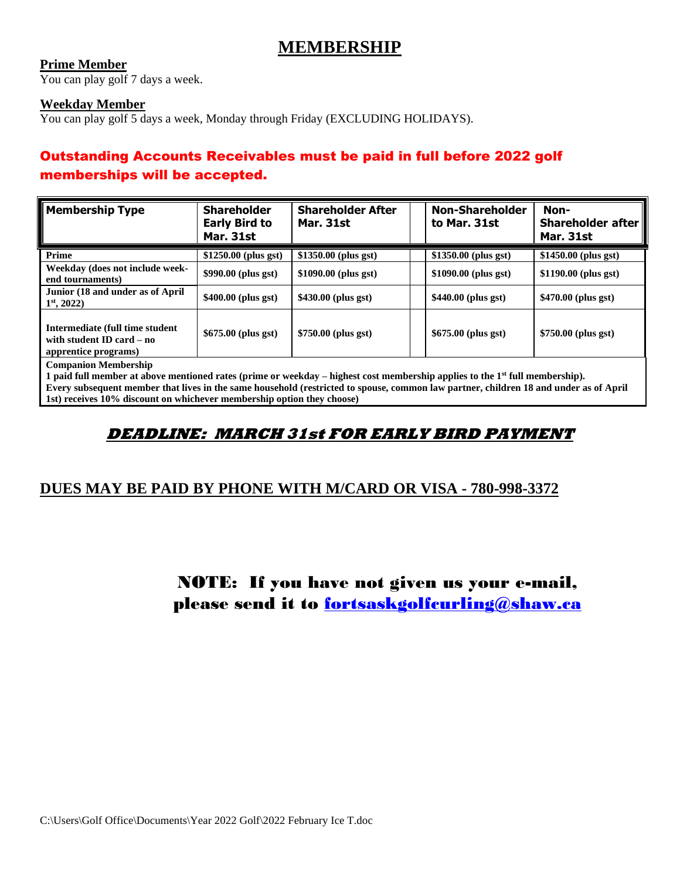# MEMBERSHIP

**Prime Member**

You can play golf 7 days a week.

**Weekday Member**

You can play golf 5 days a week, Monday through Friday (EXCLUDING HOLIDAYS).

**Outstanding Accounts Receivables must be paid in full before 2022 golf memberships will be accepted.**

| Membership Type | Shareholder Early Bird to Mar. 31st | Shareholder After Mar. 31st | Non-Shareholder to Mar. 31st | Non-Shareholder after Mar. 31st |
|---|---|---|---|---|
| **Prime** | **$1250.00 (plus gst)** | **$1350.00 (plus gst)** | **$1350.00 (plus gst)** | **$1450.00 (plus gst)** |
| **Weekday (does not include week-end tournaments)** | **$990.00 (plus gst)** | **$1090.00 (plus gst)** | **$1090.00 (plus gst)** | **$1190.00 (plus gst)** |
| **Junior (18 and under as of April 1st, 2022)** | **$400.00 (plus gst)** | **$430.00 (plus gst)** | **$440.00 (plus gst)** | **$470.00 (plus gst)** |
| **Intermediate (full time student with student ID card – no apprentice programs)** | **$675.00 (plus gst)** | **$750.00 (plus gst)** | **$675.00 (plus gst)** | **$750.00 (plus gst)** |

**Companion Membership**

**1 paid full member at above mentioned rates (prime or weekday – highest cost membership applies to the 1st full membership).**
**Every subsequent member that lives in the same household (restricted to spouse, common law partner, children 18 and under as of April 1st) receives 10% discount on whichever membership option they choose)**

## ***DEADLINE: MARCH 31st FOR EARLY BIRD PAYMENT***

## DUES MAY BE PAID BY PHONE WITH M/CARD OR VISA - 780-998-3372

**NOTE: If you have not given us your e-mail, please send it to fortsaskgolfcurling@shaw.ca**

C:\Users\Golf Office\Documents\Year 2022 Golf\2022 February Ice T.doc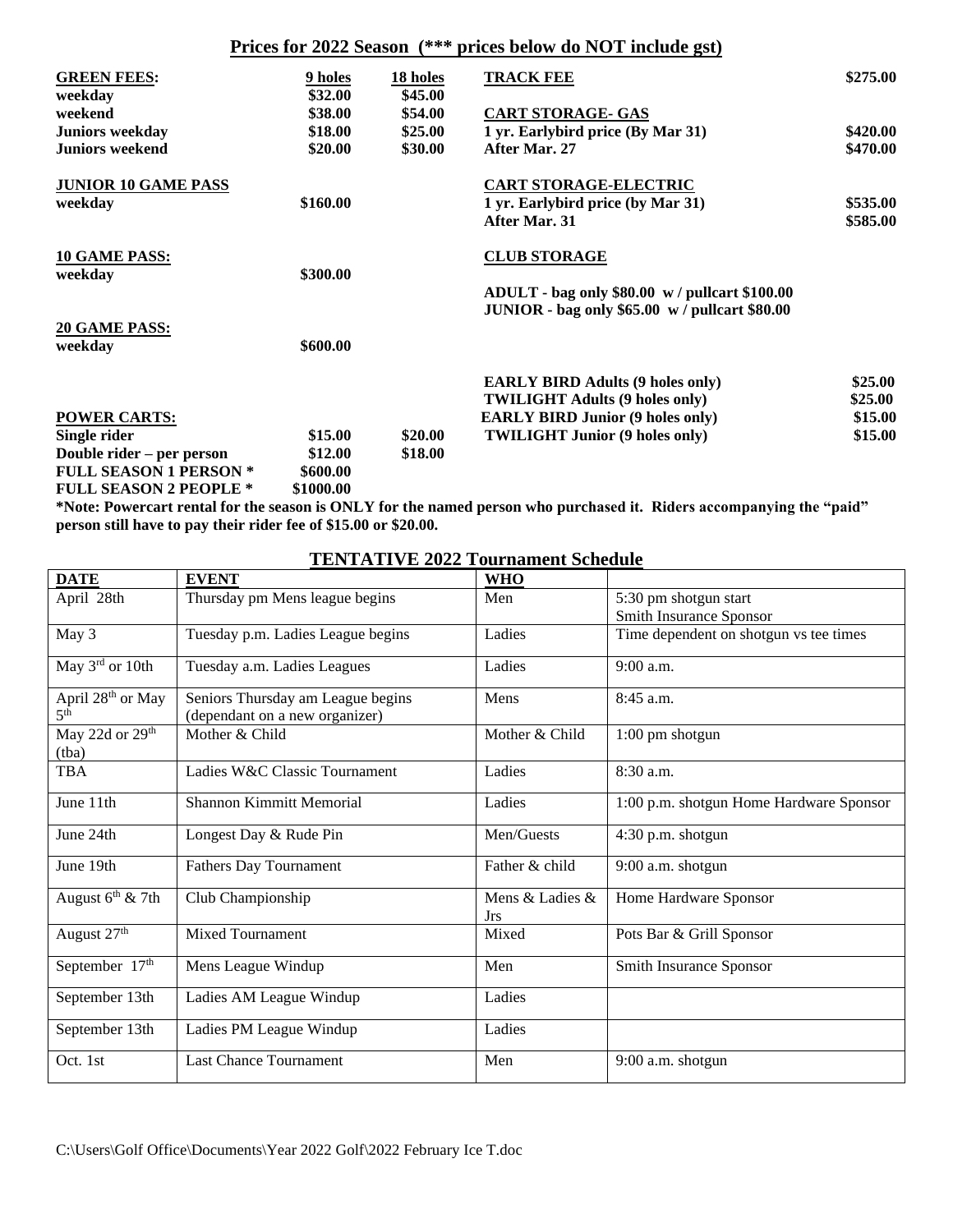## Prices for 2022 Season (*** prices below do NOT include gst)

| **GREEN FEES:** | **9 holes** | **18 holes** |
|---|---|---|
| **weekday** | **$32.00** | **$45.00** |
| **weekend** | **$38.00** | **$54.00** |
| **Juniors weekday** | **$18.00** | **$25.00** |
| **Juniors weekend** | **$20.00** | **$30.00** |

**JUNIOR 10 GAME PASS**

**weekday** **$160.00**

**10 GAME PASS:**

**weekday** **$300.00**

**20 GAME PASS:**

**weekday** **$600.00**

| **POWER CARTS:** | | |
|---|---|---|
| **Single rider** | **$15.00** | **$20.00** |
| **Double rider – per person** | **$12.00** | **$18.00** |
| **FULL SEASON 1 PERSON *** | **$600.00** | |
| **FULL SEASON 2 PEOPLE *** | **$1000.00** | |

**TRACK FEE** **$275.00**

**CART STORAGE- GAS**

| | |
|---|---|
| **1 yr. Earlybird price (By Mar 31)** | **$420.00** |
| **After Mar. 27** | **$470.00** |

**CART STORAGE-ELECTRIC**

| | |
|---|---|
| **1 yr. Earlybird price (by Mar 31)** | **$535.00** |
| **After Mar. 31** | **$585.00** |

**CLUB STORAGE**

**ADULT - bag only $80.00 w / pullcart $100.00**
**JUNIOR - bag only $65.00 w / pullcart $80.00**

| | |
|---|---|
| **EARLY BIRD Adults (9 holes only)** | **$25.00** |
| **TWILIGHT Adults (9 holes only)** | **$25.00** |
| **EARLY BIRD Junior (9 holes only)** | **$15.00** |
| **TWILIGHT Junior (9 holes only)** | **$15.00** |

***Note: Powercart rental for the season is ONLY for the named person who purchased it. Riders accompanying the "paid" person still have to pay their rider fee of $15.00 or $20.00.**

## TENTATIVE 2022 Tournament Schedule

| **DATE** | **EVENT** | **WHO** | |
|---|---|---|---|
| April 28th | Thursday pm Mens league begins | Men | 5:30 pm shotgun start<br>Smith Insurance Sponsor |
| May 3 | Tuesday p.m. Ladies League begins | Ladies | Time dependent on shotgun vs tee times |
| May 3rd or 10th | Tuesday a.m. Ladies Leagues | Ladies | 9:00 a.m. |
| April 28th or May 5th | Seniors Thursday am League begins (dependant on a new organizer) | Mens | 8:45 a.m. |
| May 22d or 29th (tba) | Mother & Child | Mother & Child | 1:00 pm shotgun |
| TBA | Ladies W&C Classic Tournament | Ladies | 8:30 a.m. |
| June 11th | Shannon Kimmitt Memorial | Ladies | 1:00 p.m. shotgun Home Hardware Sponsor |
| June 24th | Longest Day & Rude Pin | Men/Guests | 4:30 p.m. shotgun |
| June 19th | Fathers Day Tournament | Father & child | 9:00 a.m. shotgun |
| August 6th & 7th | Club Championship | Mens & Ladies & Jrs | Home Hardware Sponsor |
| August 27th | Mixed Tournament | Mixed | Pots Bar & Grill Sponsor |
| September 17th | Mens League Windup | Men | Smith Insurance Sponsor |
| September 13th | Ladies AM League Windup | Ladies | |
| September 13th | Ladies PM League Windup | Ladies | |
| Oct. 1st | Last Chance Tournament | Men | 9:00 a.m. shotgun |

C:\Users\Golf Office\Documents\Year 2022 Golf\2022 February Ice T.doc